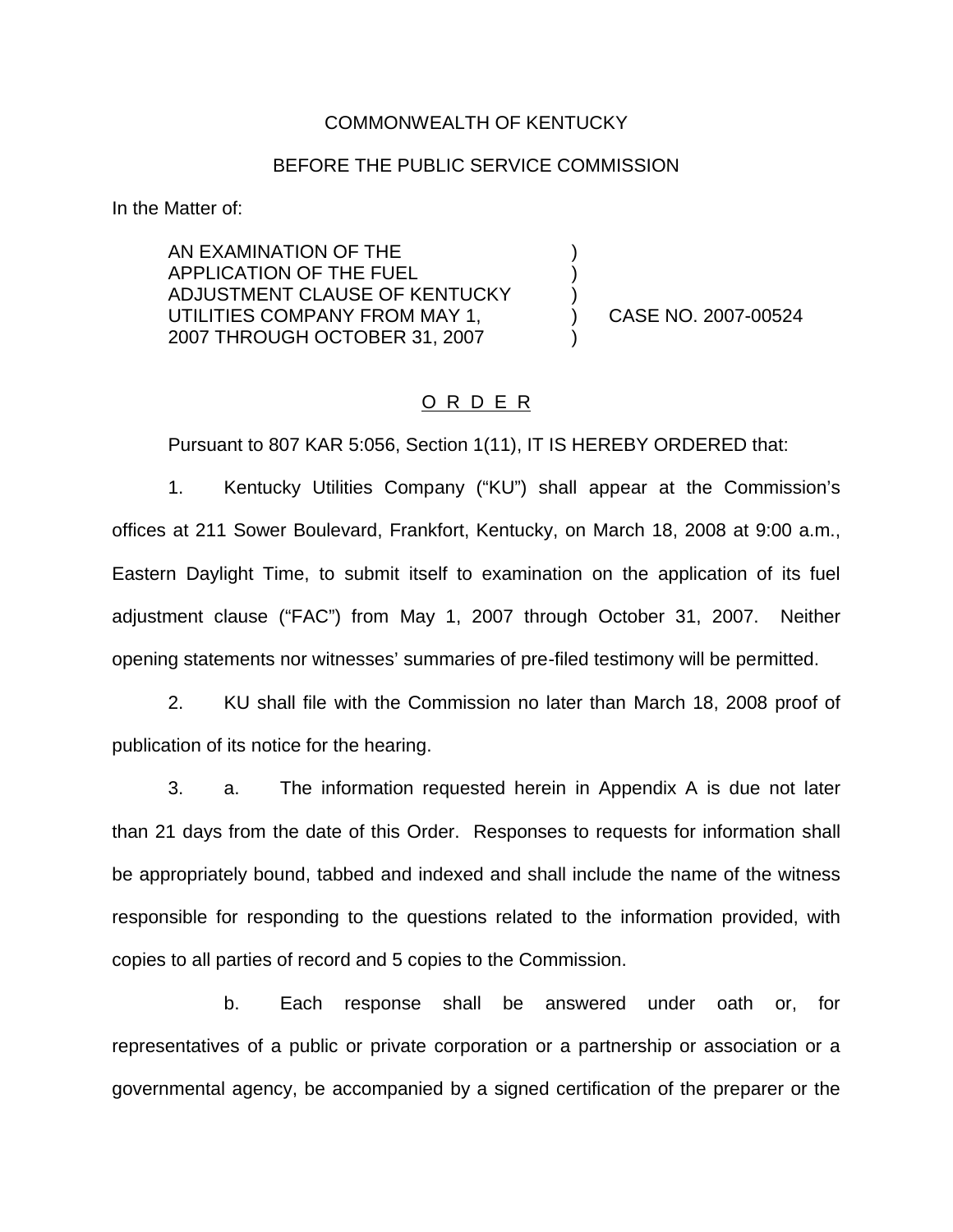COMMONWEALTH OF KENTUCKY

BEFORE THE PUBLIC SERVICE COMMISSION

In the Matter of:

AN EXAMINATION OF THE APPLICATION OF THE FUEL ADJUSTMENT CLAUSE OF KENTUCKY UTILITIES COMPANY FROM MAY 1, 2007 THROUGH OCTOBER 31, 2007 ) CASE NO. 2007-00524

O R D E R

Pursuant to 807 KAR 5:056, Section 1(11), IT IS HEREBY ORDERED that:

1. Kentucky Utilities Company ("KU") shall appear at the Commission's offices at 211 Sower Boulevard, Frankfort, Kentucky, on March 18, 2008 at 9:00 a.m., Eastern Daylight Time, to submit itself to examination on the application of its fuel adjustment clause ("FAC") from May 1, 2007 through October 31, 2007. Neither opening statements nor witnesses' summaries of pre-filed testimony will be permitted.

2. KU shall file with the Commission no later than March 18, 2008 proof of publication of its notice for the hearing.

3. a. The information requested herein in Appendix A is due not later than 21 days from the date of this Order. Responses to requests for information shall be appropriately bound, tabbed and indexed and shall include the name of the witness responsible for responding to the questions related to the information provided, with copies to all parties of record and 5 copies to the Commission.

b. Each response shall be answered under oath or, for representatives of a public or private corporation or a partnership or association or a governmental agency, be accompanied by a signed certification of the preparer or the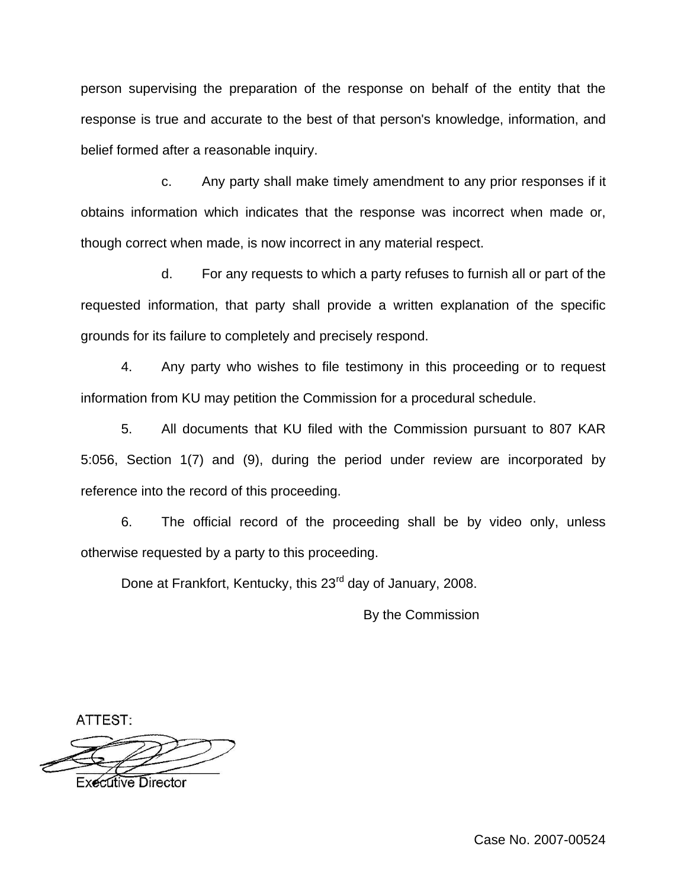person supervising the preparation of the response on behalf of the entity that the response is true and accurate to the best of that person's knowledge, information, and belief formed after a reasonable inquiry.

c. Any party shall make timely amendment to any prior responses if it obtains information which indicates that the response was incorrect when made or, though correct when made, is now incorrect in any material respect.

d. For any requests to which a party refuses to furnish all or part of the requested information, that party shall provide a written explanation of the specific grounds for its failure to completely and precisely respond.

4. Any party who wishes to file testimony in this proceeding or to request information from KU may petition the Commission for a procedural schedule.

5. All documents that KU filed with the Commission pursuant to 807 KAR 5:056, Section 1(7) and (9), during the period under review are incorporated by reference into the record of this proceeding.

6. The official record of the proceeding shall be by video only, unless otherwise requested by a party to this proceeding.

Done at Frankfort, Kentucky, this 23rd day of January, 2008.

By the Commission

ATTEST:

Executive Director

Case No. 2007-00524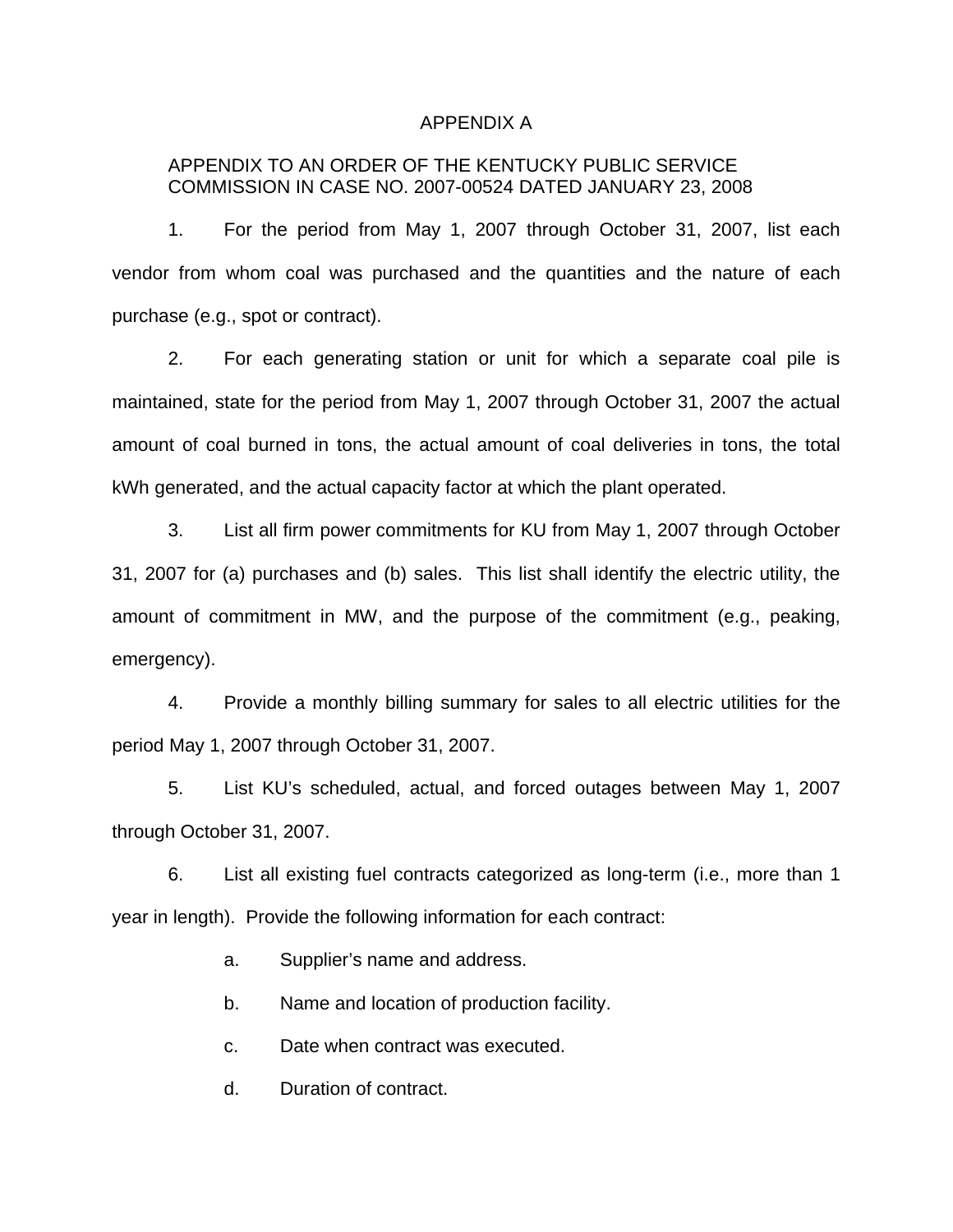# APPENDIX A

APPENDIX TO AN ORDER OF THE KENTUCKY PUBLIC SERVICE COMMISSION IN CASE NO. 2007-00524 DATED JANUARY 23, 2008

1. For the period from May 1, 2007 through October 31, 2007, list each vendor from whom coal was purchased and the quantities and the nature of each purchase (e.g., spot or contract).

2. For each generating station or unit for which a separate coal pile is maintained, state for the period from May 1, 2007 through October 31, 2007 the actual amount of coal burned in tons, the actual amount of coal deliveries in tons, the total kWh generated, and the actual capacity factor at which the plant operated.

3. List all firm power commitments for KU from May 1, 2007 through October 31, 2007 for (a) purchases and (b) sales. This list shall identify the electric utility, the amount of commitment in MW, and the purpose of the commitment (e.g., peaking, emergency).

4. Provide a monthly billing summary for sales to all electric utilities for the period May 1, 2007 through October 31, 2007.

5. List KU's scheduled, actual, and forced outages between May 1, 2007 through October 31, 2007.

6. List all existing fuel contracts categorized as long-term (i.e., more than 1 year in length). Provide the following information for each contract:

   a. Supplier's name and address.

   b. Name and location of production facility.

   c. Date when contract was executed.

   d. Duration of contract.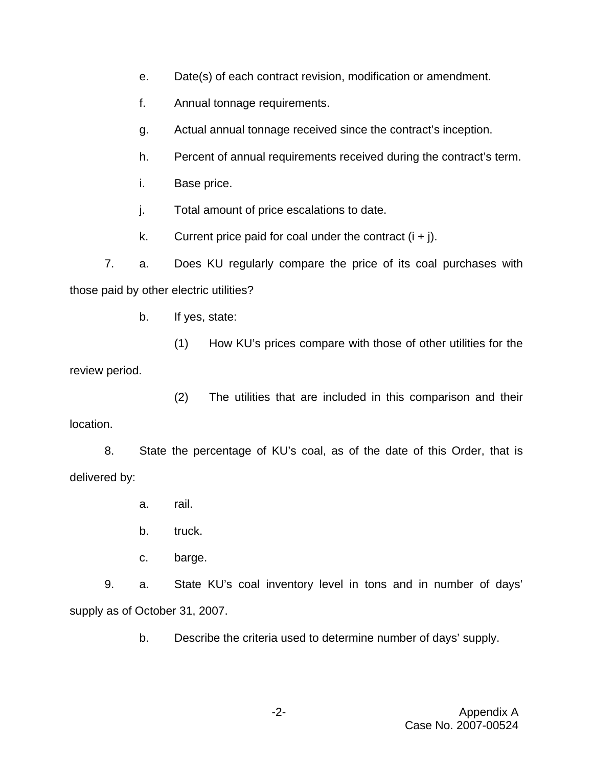e. Date(s) of each contract revision, modification or amendment.

f. Annual tonnage requirements.

g. Actual annual tonnage received since the contract's inception.

h. Percent of annual requirements received during the contract's term.

i. Base price.

j. Total amount of price escalations to date.

k. Current price paid for coal under the contract (i + j).

7. a. Does KU regularly compare the price of its coal purchases with those paid by other electric utilities?

b. If yes, state:

(1) How KU's prices compare with those of other utilities for the review period.

(2) The utilities that are included in this comparison and their location.

8. State the percentage of KU's coal, as of the date of this Order, that is delivered by:

a. rail.

b. truck.

c. barge.

9. a. State KU's coal inventory level in tons and in number of days' supply as of October 31, 2007.

b. Describe the criteria used to determine number of days' supply.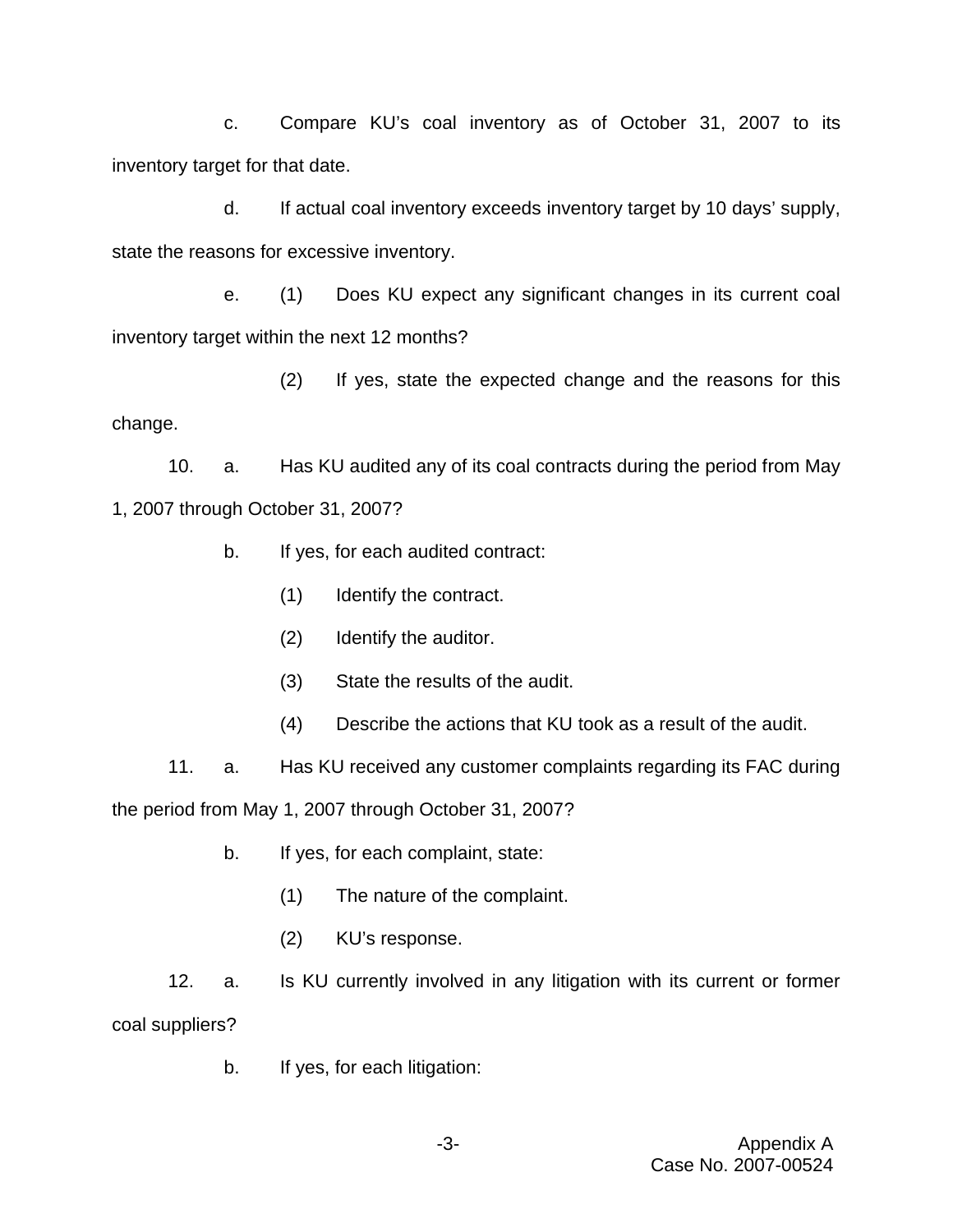c. Compare KU's coal inventory as of October 31, 2007 to its inventory target for that date.

d. If actual coal inventory exceeds inventory target by 10 days' supply, state the reasons for excessive inventory.

e. (1) Does KU expect any significant changes in its current coal inventory target within the next 12 months?

(2) If yes, state the expected change and the reasons for this change.

10. a. Has KU audited any of its coal contracts during the period from May 1, 2007 through October 31, 2007?

b. If yes, for each audited contract:

(1) Identify the contract.

(2) Identify the auditor.

(3) State the results of the audit.

(4) Describe the actions that KU took as a result of the audit.

11. a. Has KU received any customer complaints regarding its FAC during the period from May 1, 2007 through October 31, 2007?

b. If yes, for each complaint, state:

(1) The nature of the complaint.

(2) KU's response.

12. a. Is KU currently involved in any litigation with its current or former coal suppliers?

b. If yes, for each litigation:

Appendix A
Case No. 2007-00524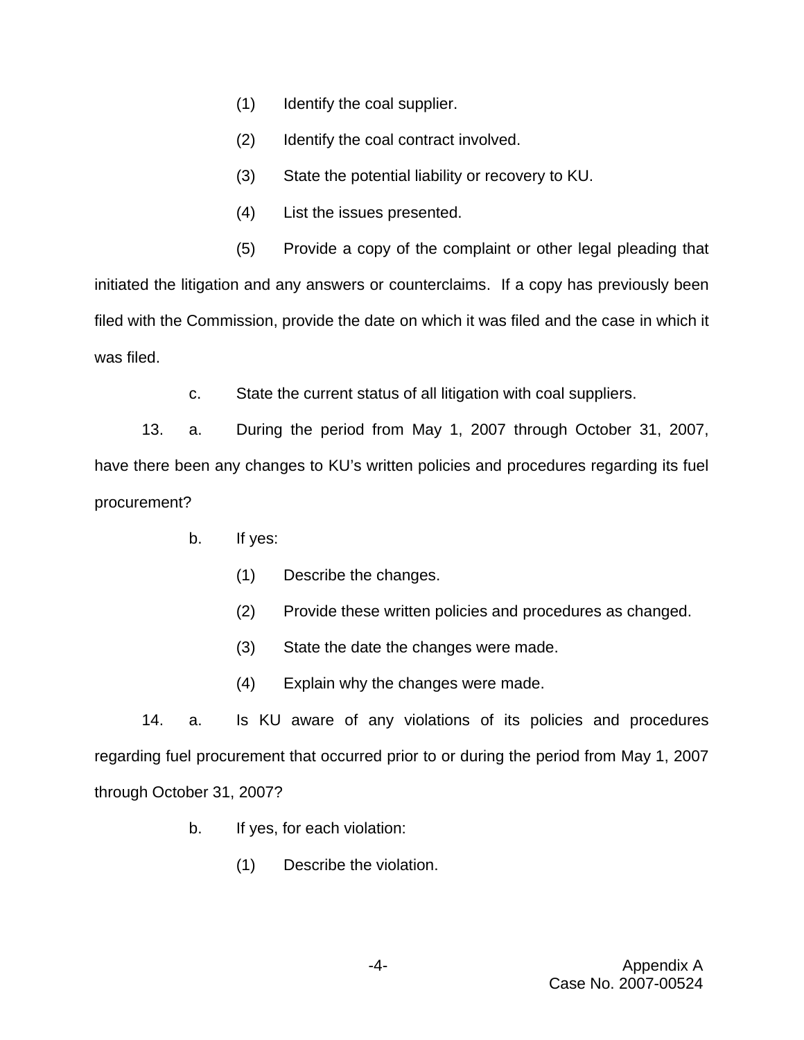(1) Identify the coal supplier.

(2) Identify the coal contract involved.

(3) State the potential liability or recovery to KU.

(4) List the issues presented.

(5) Provide a copy of the complaint or other legal pleading that initiated the litigation and any answers or counterclaims. If a copy has previously been filed with the Commission, provide the date on which it was filed and the case in which it was filed.

c. State the current status of all litigation with coal suppliers.

13. a. During the period from May 1, 2007 through October 31, 2007, have there been any changes to KU's written policies and procedures regarding its fuel procurement?

b. If yes:

(1) Describe the changes.

(2) Provide these written policies and procedures as changed.

(3) State the date the changes were made.

(4) Explain why the changes were made.

14. a. Is KU aware of any violations of its policies and procedures regarding fuel procurement that occurred prior to or during the period from May 1, 2007 through October 31, 2007?

b. If yes, for each violation:

(1) Describe the violation.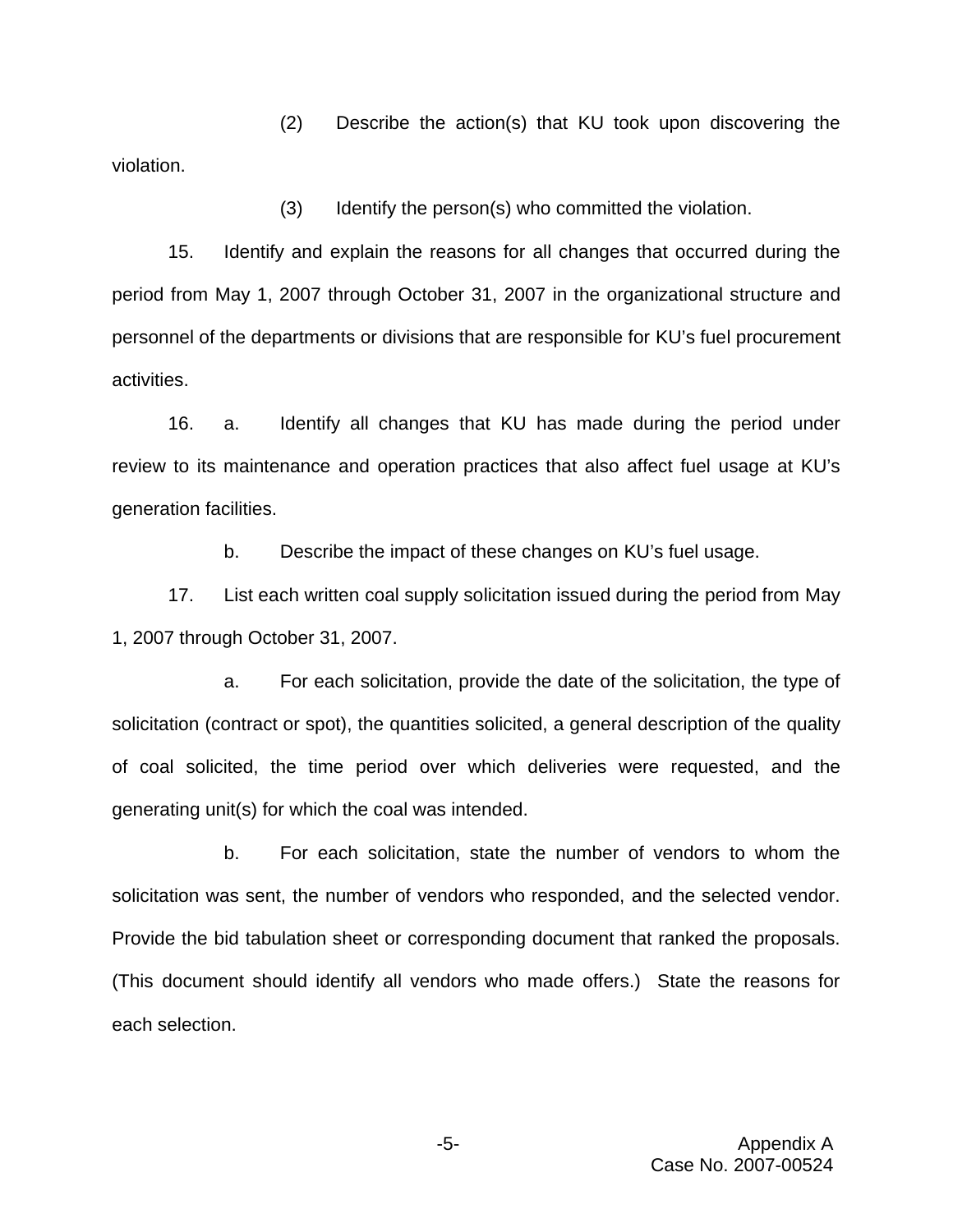(2) Describe the action(s) that KU took upon discovering the violation.

(3) Identify the person(s) who committed the violation.

15. Identify and explain the reasons for all changes that occurred during the period from May 1, 2007 through October 31, 2007 in the organizational structure and personnel of the departments or divisions that are responsible for KU's fuel procurement activities.

16. a. Identify all changes that KU has made during the period under review to its maintenance and operation practices that also affect fuel usage at KU's generation facilities.

b. Describe the impact of these changes on KU's fuel usage.

17. List each written coal supply solicitation issued during the period from May 1, 2007 through October 31, 2007.

a. For each solicitation, provide the date of the solicitation, the type of solicitation (contract or spot), the quantities solicited, a general description of the quality of coal solicited, the time period over which deliveries were requested, and the generating unit(s) for which the coal was intended.

b. For each solicitation, state the number of vendors to whom the solicitation was sent, the number of vendors who responded, and the selected vendor. Provide the bid tabulation sheet or corresponding document that ranked the proposals. (This document should identify all vendors who made offers.) State the reasons for each selection.

Appendix A
Case No. 2007-00524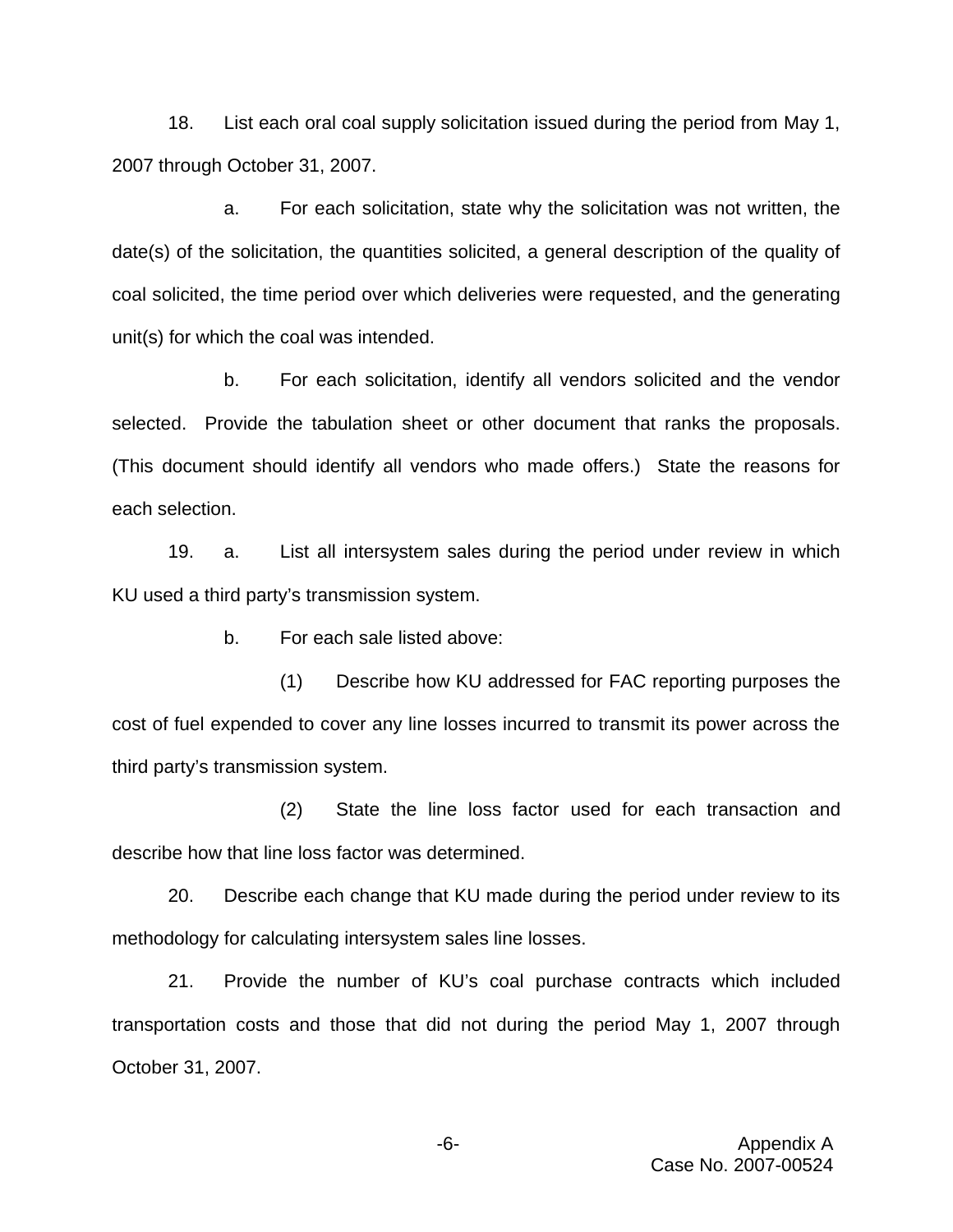18. List each oral coal supply solicitation issued during the period from May 1, 2007 through October 31, 2007.

a. For each solicitation, state why the solicitation was not written, the date(s) of the solicitation, the quantities solicited, a general description of the quality of coal solicited, the time period over which deliveries were requested, and the generating unit(s) for which the coal was intended.

b. For each solicitation, identify all vendors solicited and the vendor selected. Provide the tabulation sheet or other document that ranks the proposals. (This document should identify all vendors who made offers.) State the reasons for each selection.

19. a. List all intersystem sales during the period under review in which KU used a third party's transmission system.

b. For each sale listed above:

(1) Describe how KU addressed for FAC reporting purposes the cost of fuel expended to cover any line losses incurred to transmit its power across the third party's transmission system.

(2) State the line loss factor used for each transaction and describe how that line loss factor was determined.

20. Describe each change that KU made during the period under review to its methodology for calculating intersystem sales line losses.

21. Provide the number of KU's coal purchase contracts which included transportation costs and those that did not during the period May 1, 2007 through October 31, 2007.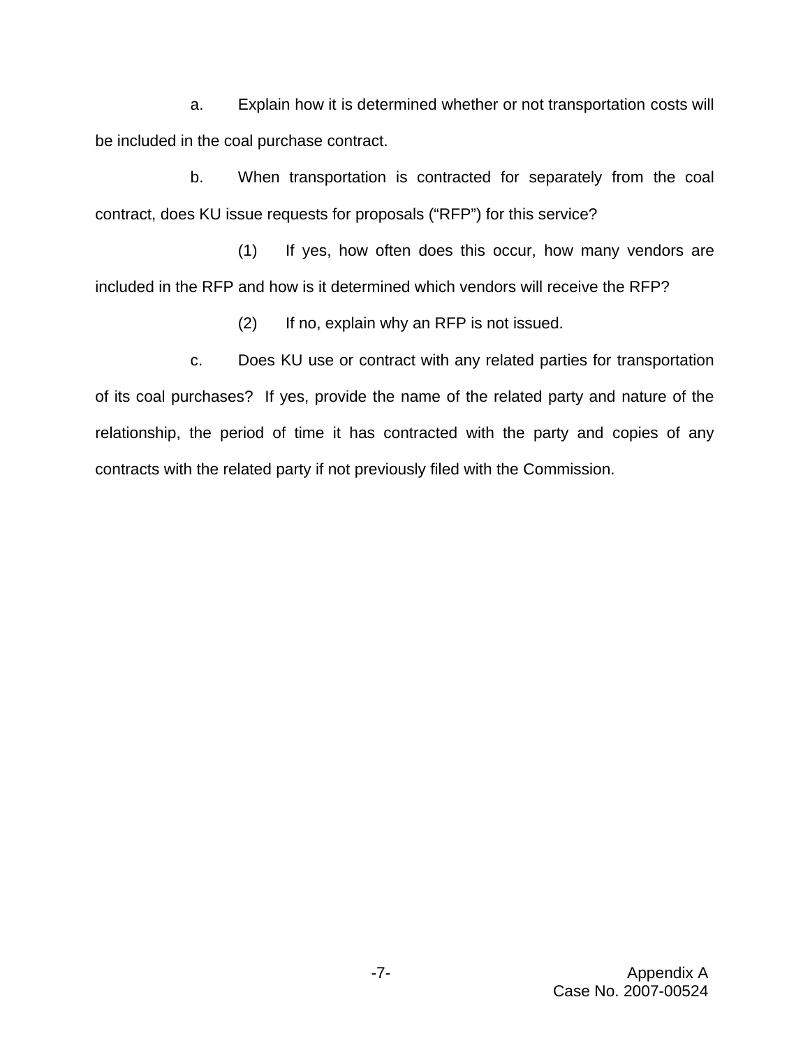a. Explain how it is determined whether or not transportation costs will be included in the coal purchase contract.

b. When transportation is contracted for separately from the coal contract, does KU issue requests for proposals ("RFP") for this service?

(1) If yes, how often does this occur, how many vendors are included in the RFP and how is it determined which vendors will receive the RFP?

(2) If no, explain why an RFP is not issued.

c. Does KU use or contract with any related parties for transportation of its coal purchases? If yes, provide the name of the related party and nature of the relationship, the period of time it has contracted with the party and copies of any contracts with the related party if not previously filed with the Commission.